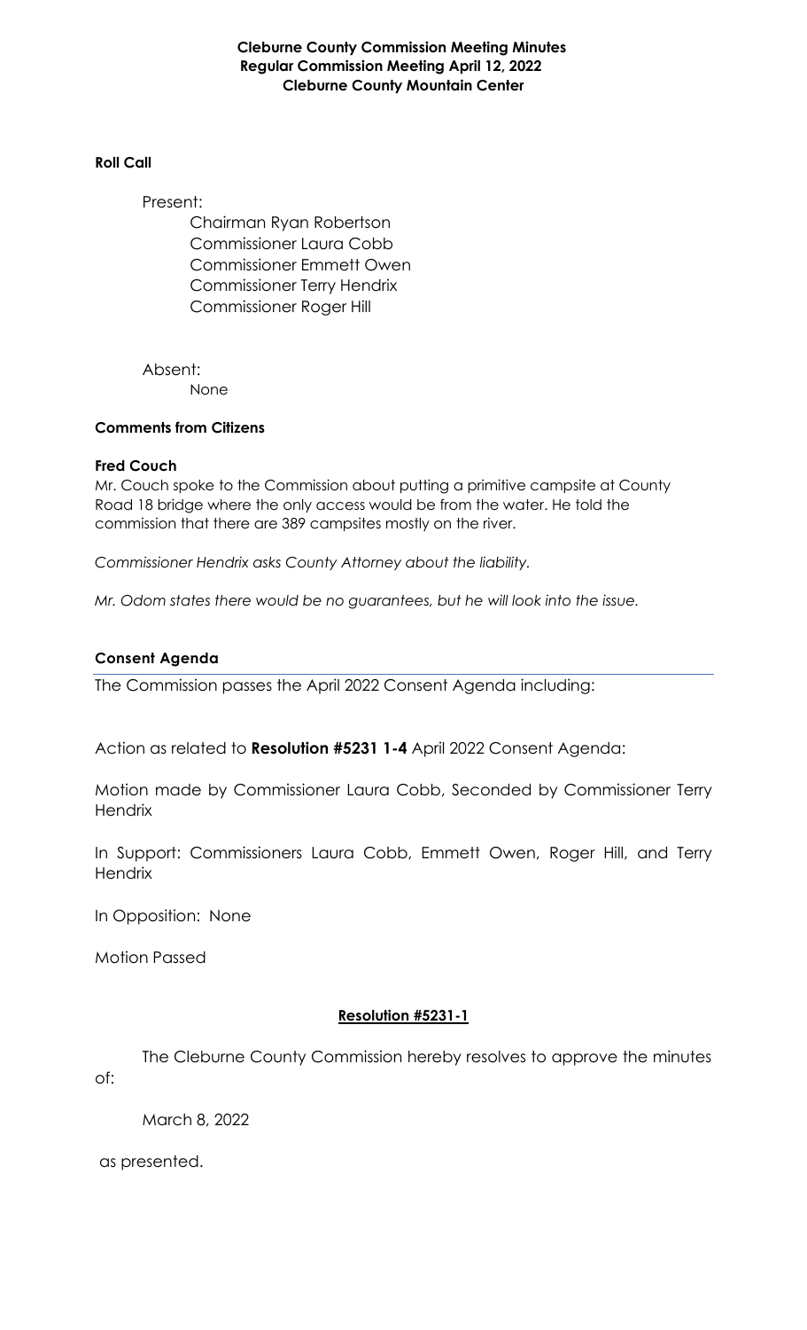**Cleburne County Commission Meeting Minutes**
**Regular Commission Meeting April 12, 2022**
**Cleburne County Mountain Center**

**Roll Call**

Present:

Chairman Ryan Robertson
Commissioner Laura Cobb
Commissioner Emmett Owen
Commissioner Terry Hendrix
Commissioner Roger Hill

Absent:

None

**Comments from Citizens**

**Fred Couch**

Mr. Couch spoke to the Commission about putting a primitive campsite at County Road 18 bridge where the only access would be from the water. He told the commission that there are 389 campsites mostly on the river.

*Commissioner Hendrix asks County Attorney about the liability.*

*Mr. Odom states there would be no guarantees, but he will look into the issue.*

**Consent Agenda**

The Commission passes the April 2022 Consent Agenda including:

Action as related to **Resolution #5231 1-4** April 2022 Consent Agenda:

Motion made by Commissioner Laura Cobb, Seconded by Commissioner Terry Hendrix

In Support: Commissioners Laura Cobb, Emmett Owen, Roger Hill, and Terry Hendrix

In Opposition: None

Motion Passed

**Resolution #5231-1**

The Cleburne County Commission hereby resolves to approve the minutes of:

March 8, 2022

as presented.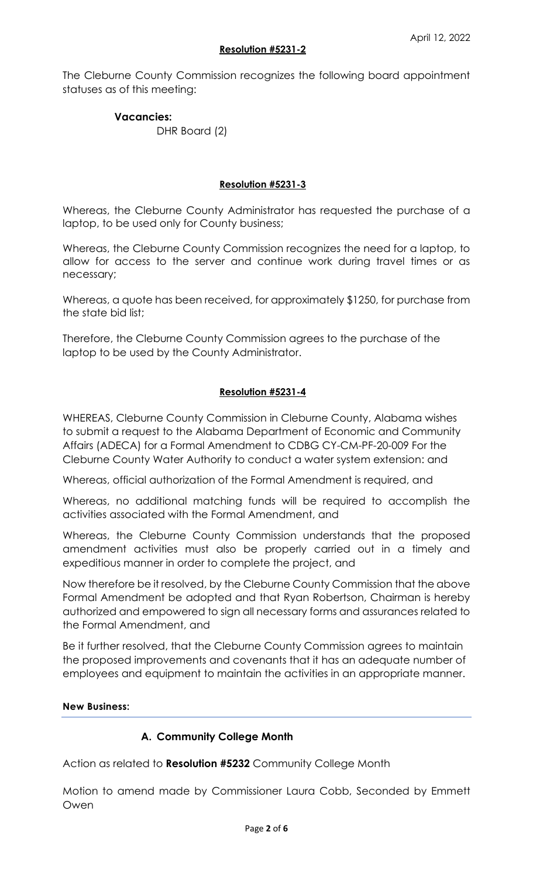April 12, 2022

**Resolution #5231-2**

The Cleburne County Commission recognizes the following board appointment statuses as of this meeting:

**Vacancies:**

DHR Board (2)

**Resolution #5231-3**

Whereas, the Cleburne County Administrator has requested the purchase of a laptop, to be used only for County business;

Whereas, the Cleburne County Commission recognizes the need for a laptop, to allow for access to the server and continue work during travel times or as necessary;

Whereas, a quote has been received, for approximately $1250, for purchase from the state bid list;

Therefore, the Cleburne County Commission agrees to the purchase of the laptop to be used by the County Administrator.

**Resolution #5231-4**

WHEREAS, Cleburne County Commission in Cleburne County, Alabama wishes to submit a request to the Alabama Department of Economic and Community Affairs (ADECA) for a Formal Amendment to CDBG CY-CM-PF-20-009 For the Cleburne County Water Authority to conduct a water system extension: and

Whereas, official authorization of the Formal Amendment is required, and

Whereas, no additional matching funds will be required to accomplish the activities associated with the Formal Amendment, and

Whereas, the Cleburne County Commission understands that the proposed amendment activities must also be properly carried out in a timely and expeditious manner in order to complete the project, and

Now therefore be it resolved, by the Cleburne County Commission that the above Formal Amendment be adopted and that Ryan Robertson, Chairman is hereby authorized and empowered to sign all necessary forms and assurances related to the Formal Amendment, and

Be it further resolved, that the Cleburne County Commission agrees to maintain the proposed improvements and covenants that it has an adequate number of employees and equipment to maintain the activities in an appropriate manner.

**New Business:**

**A. Community College Month**

Action as related to **Resolution #5232** Community College Month

Motion to amend made by Commissioner Laura Cobb, Seconded by Emmett Owen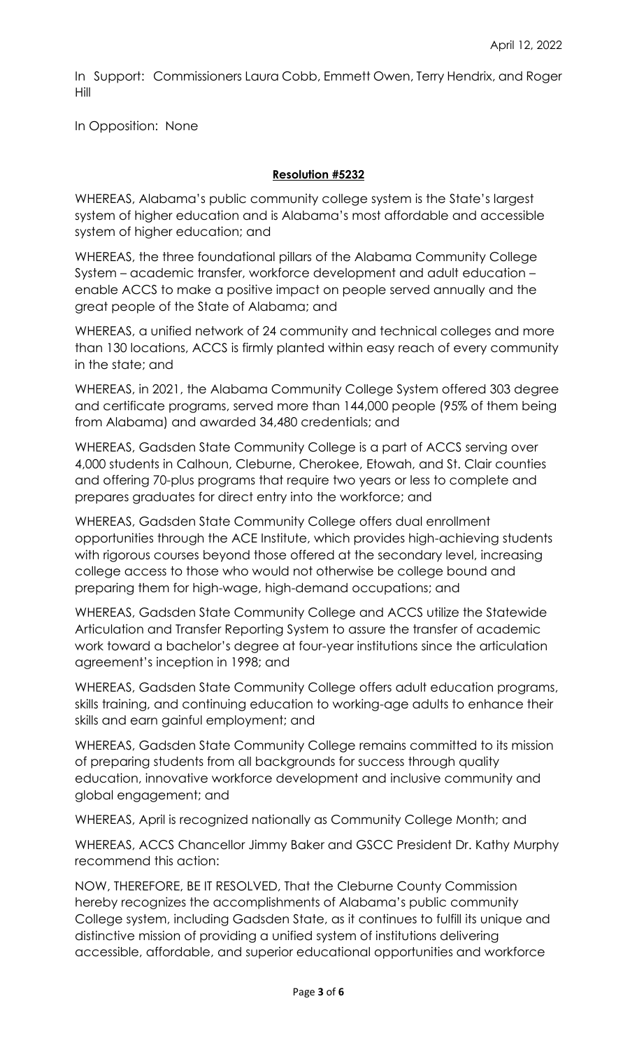April 12, 2022

In Support: Commissioners Laura Cobb, Emmett Owen, Terry Hendrix, and Roger Hill

In Opposition: None

**Resolution #5232**

WHEREAS, Alabama's public community college system is the State's largest system of higher education and is Alabama's most affordable and accessible system of higher education; and

WHEREAS, the three foundational pillars of the Alabama Community College System – academic transfer, workforce development and adult education – enable ACCS to make a positive impact on people served annually and the great people of the State of Alabama; and

WHEREAS, a unified network of 24 community and technical colleges and more than 130 locations, ACCS is firmly planted within easy reach of every community in the state; and

WHEREAS, in 2021, the Alabama Community College System offered 303 degree and certificate programs, served more than 144,000 people (95% of them being from Alabama) and awarded 34,480 credentials; and

WHEREAS, Gadsden State Community College is a part of ACCS serving over 4,000 students in Calhoun, Cleburne, Cherokee, Etowah, and St. Clair counties and offering 70-plus programs that require two years or less to complete and prepares graduates for direct entry into the workforce; and

WHEREAS, Gadsden State Community College offers dual enrollment opportunities through the ACE Institute, which provides high-achieving students with rigorous courses beyond those offered at the secondary level, increasing college access to those who would not otherwise be college bound and preparing them for high-wage, high-demand occupations; and

WHEREAS, Gadsden State Community College and ACCS utilize the Statewide Articulation and Transfer Reporting System to assure the transfer of academic work toward a bachelor's degree at four-year institutions since the articulation agreement's inception in 1998; and

WHEREAS, Gadsden State Community College offers adult education programs, skills training, and continuing education to working-age adults to enhance their skills and earn gainful employment; and

WHEREAS, Gadsden State Community College remains committed to its mission of preparing students from all backgrounds for success through quality education, innovative workforce development and inclusive community and global engagement; and

WHEREAS, April is recognized nationally as Community College Month; and

WHEREAS, ACCS Chancellor Jimmy Baker and GSCC President Dr. Kathy Murphy recommend this action:

NOW, THEREFORE, BE IT RESOLVED, That the Cleburne County Commission hereby recognizes the accomplishments of Alabama's public community College system, including Gadsden State, as it continues to fulfill its unique and distinctive mission of providing a unified system of institutions delivering accessible, affordable, and superior educational opportunities and workforce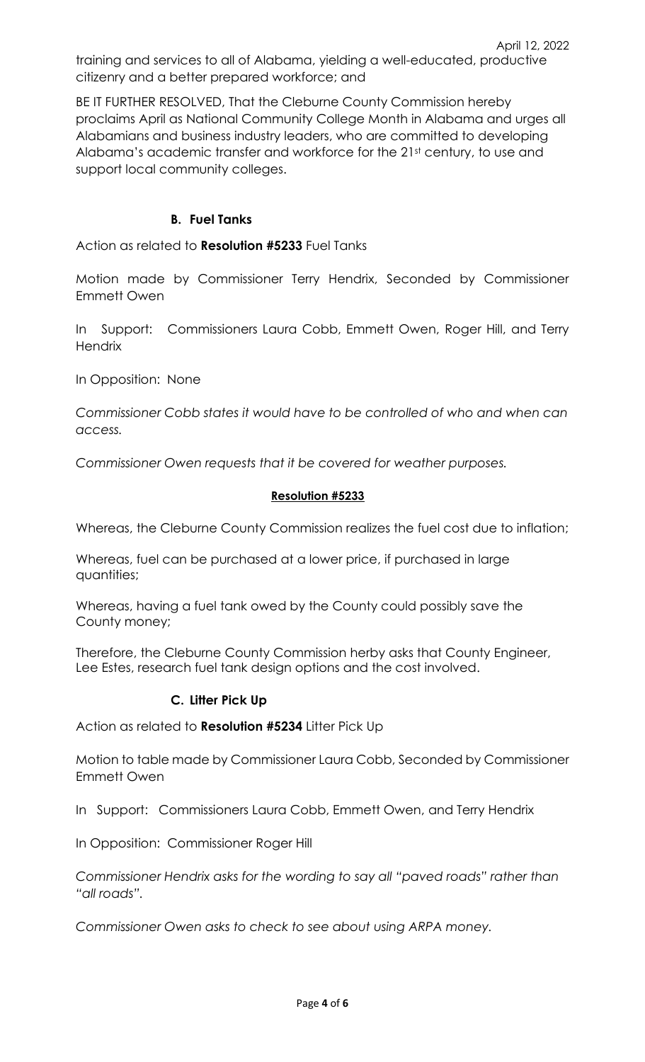training and services to all of Alabama, yielding a well-educated, productive citizenry and a better prepared workforce; and

BE IT FURTHER RESOLVED, That the Cleburne County Commission hereby proclaims April as National Community College Month in Alabama and urges all Alabamians and business industry leaders, who are committed to developing Alabama's academic transfer and workforce for the 21st century, to use and support local community colleges.

### B. Fuel Tanks

Action as related to **Resolution #5233** Fuel Tanks

Motion made by Commissioner Terry Hendrix, Seconded by Commissioner Emmett Owen

In Support: Commissioners Laura Cobb, Emmett Owen, Roger Hill, and Terry Hendrix

In Opposition: None

*Commissioner Cobb states it would have to be controlled of who and when can access.*

*Commissioner Owen requests that it be covered for weather purposes.*

**Resolution #5233**

Whereas, the Cleburne County Commission realizes the fuel cost due to inflation;

Whereas, fuel can be purchased at a lower price, if purchased in large quantities;

Whereas, having a fuel tank owed by the County could possibly save the County money;

Therefore, the Cleburne County Commission herby asks that County Engineer, Lee Estes, research fuel tank design options and the cost involved.

### C. Litter Pick Up

Action as related to **Resolution #5234** Litter Pick Up

Motion to table made by Commissioner Laura Cobb, Seconded by Commissioner Emmett Owen

In Support: Commissioners Laura Cobb, Emmett Owen, and Terry Hendrix

In Opposition: Commissioner Roger Hill

*Commissioner Hendrix asks for the wording to say all "paved roads" rather than "all roads".*

*Commissioner Owen asks to check to see about using ARPA money.*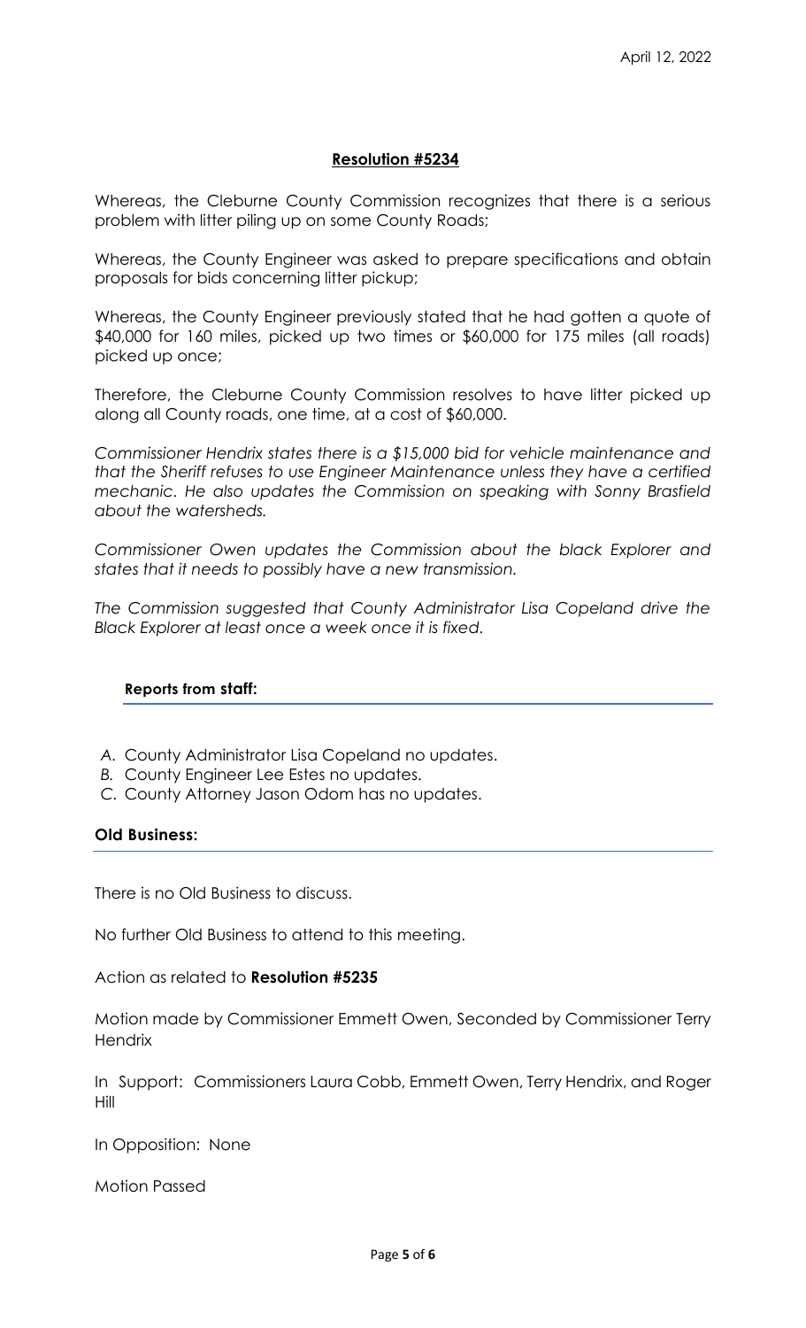April 12, 2022

**Resolution #5234**

Whereas, the Cleburne County Commission recognizes that there is a serious problem with litter piling up on some County Roads;

Whereas, the County Engineer was asked to prepare specifications and obtain proposals for bids concerning litter pickup;

Whereas, the County Engineer previously stated that he had gotten a quote of $40,000 for 160 miles, picked up two times or $60,000 for 175 miles (all roads) picked up once;

Therefore, the Cleburne County Commission resolves to have litter picked up along all County roads, one time, at a cost of $60,000.

*Commissioner Hendrix states there is a $15,000 bid for vehicle maintenance and that the Sheriff refuses to use Engineer Maintenance unless they have a certified mechanic. He also updates the Commission on speaking with Sonny Brasfield about the watersheds.*

*Commissioner Owen updates the Commission about the black Explorer and states that it needs to possibly have a new transmission.*

*The Commission suggested that County Administrator Lisa Copeland drive the Black Explorer at least once a week once it is fixed.*

**Reports from staff:**

A. County Administrator Lisa Copeland no updates.
B. County Engineer Lee Estes no updates.
C. County Attorney Jason Odom has no updates.

**Old Business:**

There is no Old Business to discuss.

No further Old Business to attend to this meeting.

Action as related to **Resolution #5235**

Motion made by Commissioner Emmett Owen, Seconded by Commissioner Terry Hendrix

In Support: Commissioners Laura Cobb, Emmett Owen, Terry Hendrix, and Roger Hill

In Opposition: None

Motion Passed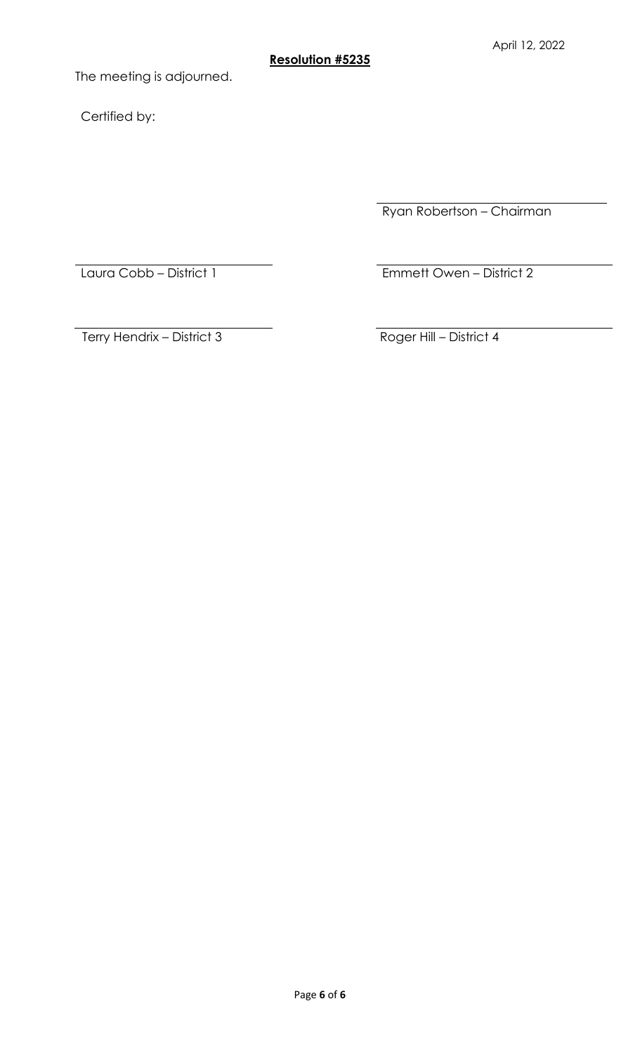April 12, 2022

**Resolution #5235**

The meeting is adjourned.

Certified by:

\_\_\_\_\_\_\_\_\_\_\_\_\_\_\_\_\_\_\_\_\_\_\_\_\_\_\_\_\_\_

Ryan Robertson – Chairman

\_\_\_\_\_\_\_\_\_\_\_\_\_\_\_\_\_\_\_\_\_\_\_\_\_\_\_\_\_\_

Laura Cobb – District 1

\_\_\_\_\_\_\_\_\_\_\_\_\_\_\_\_\_\_\_\_\_\_\_\_\_\_\_\_\_\_

Emmett Owen – District 2

\_\_\_\_\_\_\_\_\_\_\_\_\_\_\_\_\_\_\_\_\_\_\_\_\_\_\_\_\_\_

Terry Hendrix – District 3

\_\_\_\_\_\_\_\_\_\_\_\_\_\_\_\_\_\_\_\_\_\_\_\_\_\_\_\_\_\_

Roger Hill – District 4